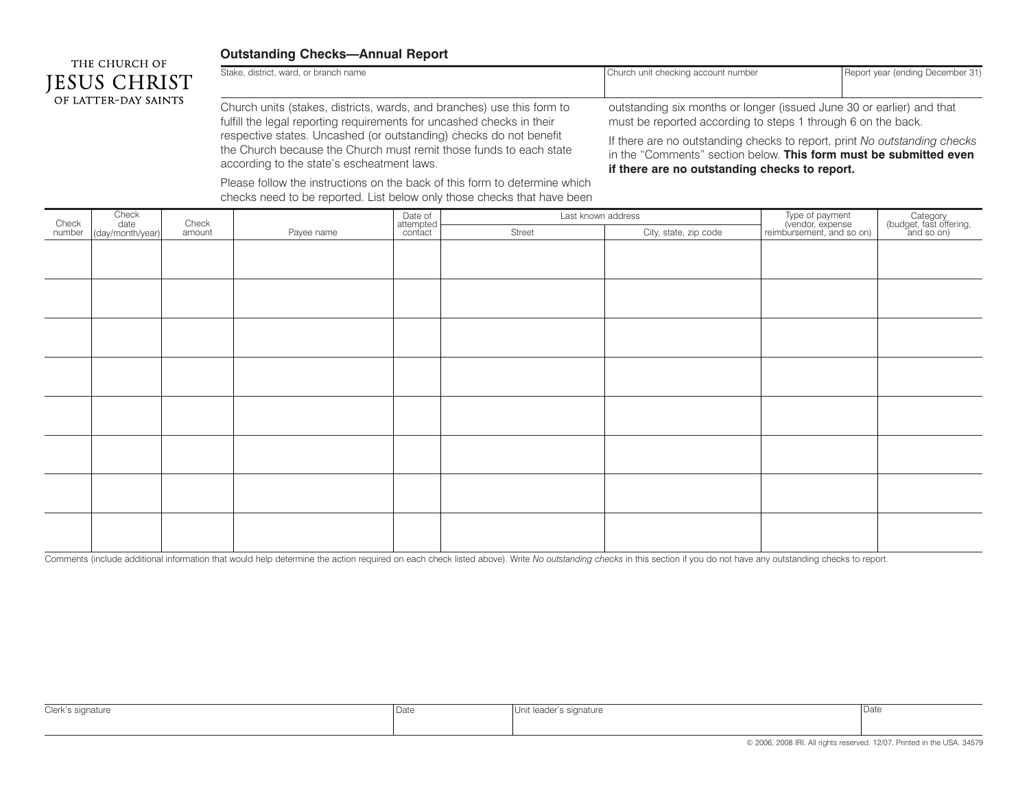THE CHURCH OF
JESUS CHRIST
OF LATTER-DAY SAINTS

# Outstanding Checks—Annual Report

| Stake, district, ward, or branch name | Church unit checking account number | Report year (ending December 31) |
|---|---|---|
| | | |

Church units (stakes, districts, wards, and branches) use this form to fulfill the legal reporting requirements for uncashed checks in their respective states. Uncashed (or outstanding) checks do not benefit the Church because the Church must remit those funds to each state according to the state's escheatment laws.

Please follow the instructions on the back of this form to determine which checks need to be reported. List below only those checks that have been outstanding six months or longer (issued June 30 or earlier) and that must be reported according to steps 1 through 6 on the back.

If there are no outstanding checks to report, print *No outstanding checks* in the "Comments" section below. **This form must be submitted even if there are no outstanding checks to report.**

| Check number | Check date (day/month/year) | Check amount | Payee name | Date of attempted contact | Last known address | | Type of payment (vendor, expense reimbursement, and so on) | Category (budget, fast offering, and so on) |
|---|---|---|---|---|---|---|---|---|
| | | | | | Street | City, state, zip code | | |
| | | | | | | | | |
| | | | | | | | | |
| | | | | | | | | |
| | | | | | | | | |
| | | | | | | | | |
| | | | | | | | | |
| | | | | | | | | |
| | | | | | | | | |

Comments (include additional information that would help determine the action required on each check listed above). Write *No outstanding checks* in this section if you do not have any outstanding checks to report.

| Clerk's signature | Date | Unit leader's signature | Date |
|---|---|---|---|
| | | | |

© 2006, 2008 IRI. All rights reserved. 12/07. Printed in the USA. 34579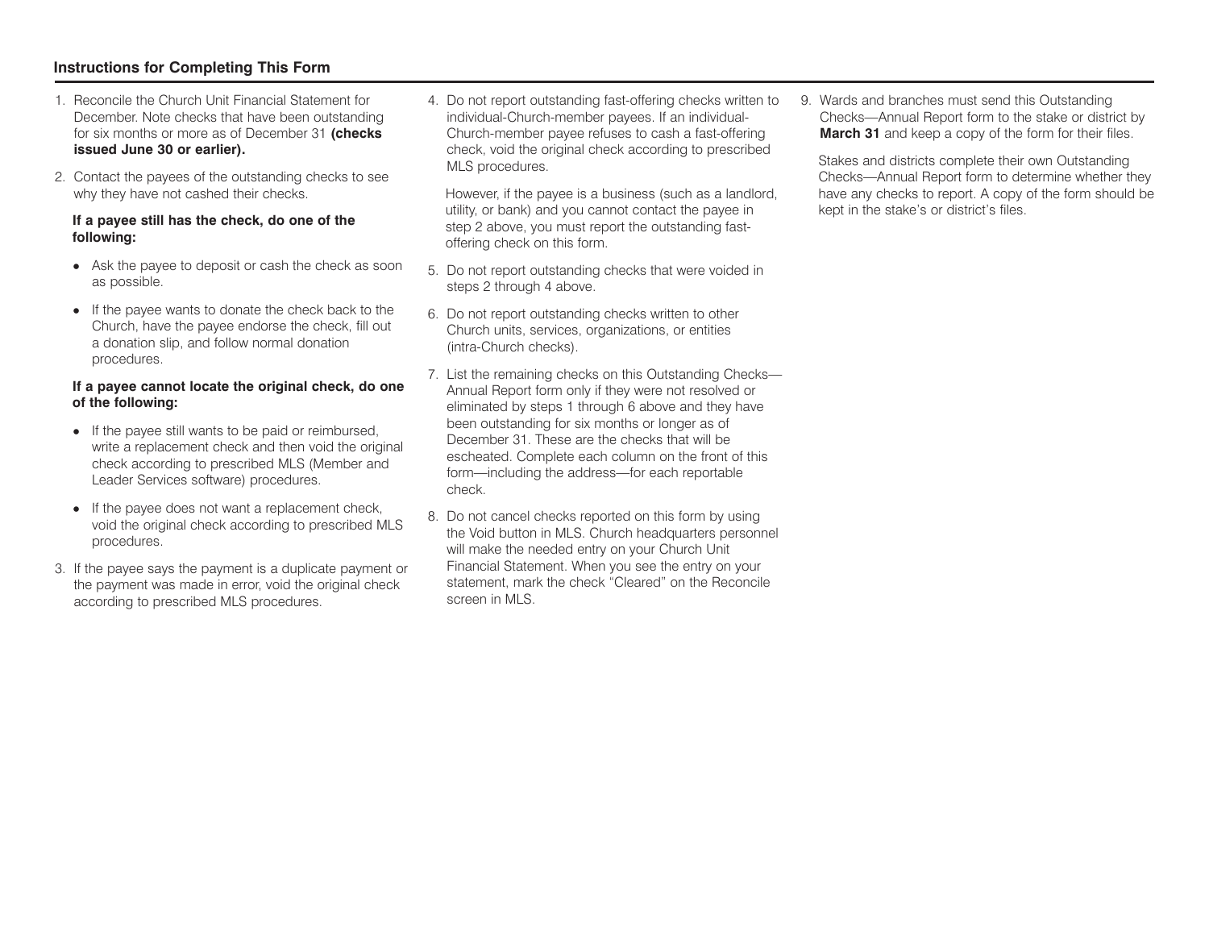## Instructions for Completing This Form

1. Reconcile the Church Unit Financial Statement for December. Note checks that have been outstanding for six months or more as of December 31 **(checks issued June 30 or earlier).**

2. Contact the payees of the outstanding checks to see why they have not cashed their checks.

   **If a payee still has the check, do one of the following:**

   - Ask the payee to deposit or cash the check as soon as possible.
   - If the payee wants to donate the check back to the Church, have the payee endorse the check, fill out a donation slip, and follow normal donation procedures.

   **If a payee cannot locate the original check, do one of the following:**

   - If the payee still wants to be paid or reimbursed, write a replacement check and then void the original check according to prescribed MLS (Member and Leader Services software) procedures.
   - If the payee does not want a replacement check, void the original check according to prescribed MLS procedures.

3. If the payee says the payment is a duplicate payment or the payment was made in error, void the original check according to prescribed MLS procedures.

4. Do not report outstanding fast-offering checks written to individual-Church-member payees. If an individual-Church-member payee refuses to cash a fast-offering check, void the original check according to prescribed MLS procedures.

   However, if the payee is a business (such as a landlord, utility, or bank) and you cannot contact the payee in step 2 above, you must report the outstanding fast-offering check on this form.

5. Do not report outstanding checks that were voided in steps 2 through 4 above.

6. Do not report outstanding checks written to other Church units, services, organizations, or entities (intra-Church checks).

7. List the remaining checks on this Outstanding Checks—Annual Report form only if they were not resolved or eliminated by steps 1 through 6 above and they have been outstanding for six months or longer as of December 31. These are the checks that will be escheated. Complete each column on the front of this form—including the address—for each reportable check.

8. Do not cancel checks reported on this form by using the Void button in MLS. Church headquarters personnel will make the needed entry on your Church Unit Financial Statement. When you see the entry on your statement, mark the check "Cleared" on the Reconcile screen in MLS.

9. Wards and branches must send this Outstanding Checks—Annual Report form to the stake or district by **March 31** and keep a copy of the form for their files.

   Stakes and districts complete their own Outstanding Checks—Annual Report form to determine whether they have any checks to report. A copy of the form should be kept in the stake's or district's files.